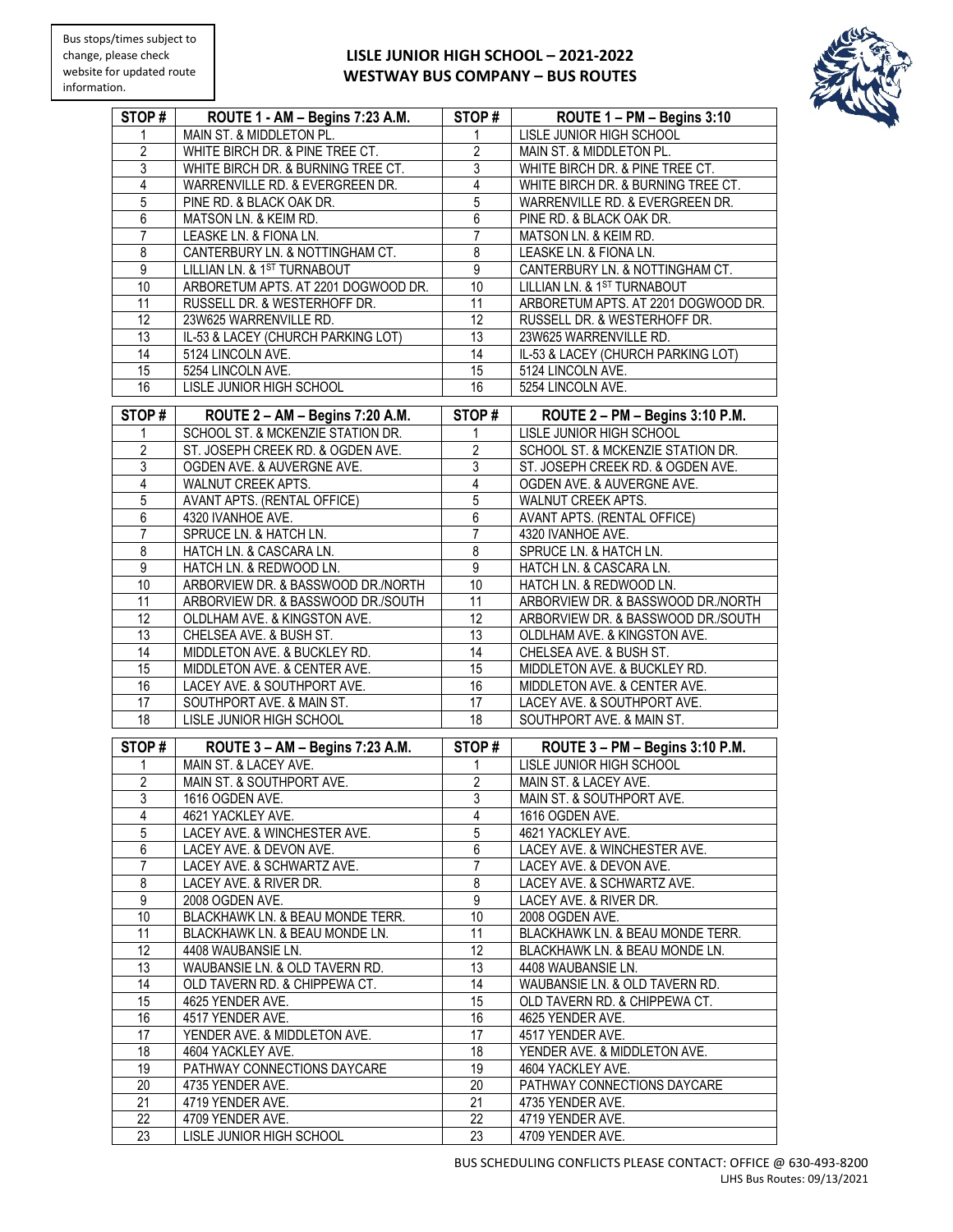Bus stops/times subject to change, please check website for updated route information.

# LISLE JUNIOR HIGH SCHOOL – 2021-2022
## WESTWAY BUS COMPANY – BUS ROUTES

| STOP # | ROUTE 1 - AM – Begins 7:23 A.M. | STOP # | ROUTE 1 – PM – Begins 3:10 |
|---|---|---|---|
| 1 | MAIN ST. & MIDDLETON PL. | 1 | LISLE JUNIOR HIGH SCHOOL |
| 2 | WHITE BIRCH DR. & PINE TREE CT. | 2 | MAIN ST. & MIDDLETON PL. |
| 3 | WHITE BIRCH DR. & BURNING TREE CT. | 3 | WHITE BIRCH DR. & PINE TREE CT. |
| 4 | WARRENVILLE RD. & EVERGREEN DR. | 4 | WHITE BIRCH DR. & BURNING TREE CT. |
| 5 | PINE RD. & BLACK OAK DR. | 5 | WARRENVILLE RD. & EVERGREEN DR. |
| 6 | MATSON LN. & KEIM RD. | 6 | PINE RD. & BLACK OAK DR. |
| 7 | LEASKE LN. & FIONA LN. | 7 | MATSON LN. & KEIM RD. |
| 8 | CANTERBURY LN. & NOTTINGHAM CT. | 8 | LEASKE LN. & FIONA LN. |
| 9 | LILLIAN LN. & 1ST TURNABOUT | 9 | CANTERBURY LN. & NOTTINGHAM CT. |
| 10 | ARBORETUM APTS. AT 2201 DOGWOOD DR. | 10 | LILLIAN LN. & 1ST TURNABOUT |
| 11 | RUSSELL DR. & WESTERHOFF DR. | 11 | ARBORETUM APTS. AT 2201 DOGWOOD DR. |
| 12 | 23W625 WARRENVILLE RD. | 12 | RUSSELL DR. & WESTERHOFF DR. |
| 13 | IL-53 & LACEY (CHURCH PARKING LOT) | 13 | 23W625 WARRENVILLE RD. |
| 14 | 5124 LINCOLN AVE. | 14 | IL-53 & LACEY (CHURCH PARKING LOT) |
| 15 | 5254 LINCOLN AVE. | 15 | 5124 LINCOLN AVE. |
| 16 | LISLE JUNIOR HIGH SCHOOL | 16 | 5254 LINCOLN AVE. |

| STOP # | ROUTE 2 – AM – Begins 7:20 A.M. | STOP # | ROUTE 2 – PM – Begins 3:10 P.M. |
|---|---|---|---|
| 1 | SCHOOL ST. & MCKENZIE STATION DR. | 1 | LISLE JUNIOR HIGH SCHOOL |
| 2 | ST. JOSEPH CREEK RD. & OGDEN AVE. | 2 | SCHOOL ST. & MCKENZIE STATION DR. |
| 3 | OGDEN AVE. & AUVERGNE AVE. | 3 | ST. JOSEPH CREEK RD. & OGDEN AVE. |
| 4 | WALNUT CREEK APTS. | 4 | OGDEN AVE. & AUVERGNE AVE. |
| 5 | AVANT APTS. (RENTAL OFFICE) | 5 | WALNUT CREEK APTS. |
| 6 | 4320 IVANHOE AVE. | 6 | AVANT APTS. (RENTAL OFFICE) |
| 7 | SPRUCE LN. & HATCH LN. | 7 | 4320 IVANHOE AVE. |
| 8 | HATCH LN. & CASCARA LN. | 8 | SPRUCE LN. & HATCH LN. |
| 9 | HATCH LN. & REDWOOD LN. | 9 | HATCH LN. & CASCARA LN. |
| 10 | ARBORVIEW DR. & BASSWOOD DR./NORTH | 10 | HATCH LN. & REDWOOD LN. |
| 11 | ARBORVIEW DR. & BASSWOOD DR./SOUTH | 11 | ARBORVIEW DR. & BASSWOOD DR./NORTH |
| 12 | OLDLHAM AVE. & KINGSTON AVE. | 12 | ARBORVIEW DR. & BASSWOOD DR./SOUTH |
| 13 | CHELSEA AVE. & BUSH ST. | 13 | OLDLHAM AVE. & KINGSTON AVE. |
| 14 | MIDDLETON AVE. & BUCKLEY RD. | 14 | CHELSEA AVE. & BUSH ST. |
| 15 | MIDDLETON AVE. & CENTER AVE. | 15 | MIDDLETON AVE. & BUCKLEY RD. |
| 16 | LACEY AVE. & SOUTHPORT AVE. | 16 | MIDDLETON AVE. & CENTER AVE. |
| 17 | SOUTHPORT AVE. & MAIN ST. | 17 | LACEY AVE. & SOUTHPORT AVE. |
| 18 | LISLE JUNIOR HIGH SCHOOL | 18 | SOUTHPORT AVE. & MAIN ST. |

| STOP # | ROUTE 3 – AM – Begins 7:23 A.M. | STOP # | ROUTE 3 – PM – Begins 3:10 P.M. |
|---|---|---|---|
| 1 | MAIN ST. & LACEY AVE. | 1 | LISLE JUNIOR HIGH SCHOOL |
| 2 | MAIN ST. & SOUTHPORT AVE. | 2 | MAIN ST. & LACEY AVE. |
| 3 | 1616 OGDEN AVE. | 3 | MAIN ST. & SOUTHPORT AVE. |
| 4 | 4621 YACKLEY AVE. | 4 | 1616 OGDEN AVE. |
| 5 | LACEY AVE. & WINCHESTER AVE. | 5 | 4621 YACKLEY AVE. |
| 6 | LACEY AVE. & DEVON AVE. | 6 | LACEY AVE. & WINCHESTER AVE. |
| 7 | LACEY AVE. & SCHWARTZ AVE. | 7 | LACEY AVE. & DEVON AVE. |
| 8 | LACEY AVE. & RIVER DR. | 8 | LACEY AVE. & SCHWARTZ AVE. |
| 9 | 2008 OGDEN AVE. | 9 | LACEY AVE. & RIVER DR. |
| 10 | BLACKHAWK LN. & BEAU MONDE TERR. | 10 | 2008 OGDEN AVE. |
| 11 | BLACKHAWK LN. & BEAU MONDE LN. | 11 | BLACKHAWK LN. & BEAU MONDE TERR. |
| 12 | 4408 WAUBANSIE LN. | 12 | BLACKHAWK LN. & BEAU MONDE LN. |
| 13 | WAUBANSIE LN. & OLD TAVERN RD. | 13 | 4408 WAUBANSIE LN. |
| 14 | OLD TAVERN RD. & CHIPPEWA CT. | 14 | WAUBANSIE LN. & OLD TAVERN RD. |
| 15 | 4625 YENDER AVE. | 15 | OLD TAVERN RD. & CHIPPEWA CT. |
| 16 | 4517 YENDER AVE. | 16 | 4625 YENDER AVE. |
| 17 | YENDER AVE. & MIDDLETON AVE. | 17 | 4517 YENDER AVE. |
| 18 | 4604 YACKLEY AVE. | 18 | YENDER AVE. & MIDDLETON AVE. |
| 19 | PATHWAY CONNECTIONS DAYCARE | 19 | 4604 YACKLEY AVE. |
| 20 | 4735 YENDER AVE. | 20 | PATHWAY CONNECTIONS DAYCARE |
| 21 | 4719 YENDER AVE. | 21 | 4735 YENDER AVE. |
| 22 | 4709 YENDER AVE. | 22 | 4719 YENDER AVE. |
| 23 | LISLE JUNIOR HIGH SCHOOL | 23 | 4709 YENDER AVE. |

BUS SCHEDULING CONFLICTS PLEASE CONTACT: OFFICE @ 630-493-8200
LJHS Bus Routes: 09/13/2021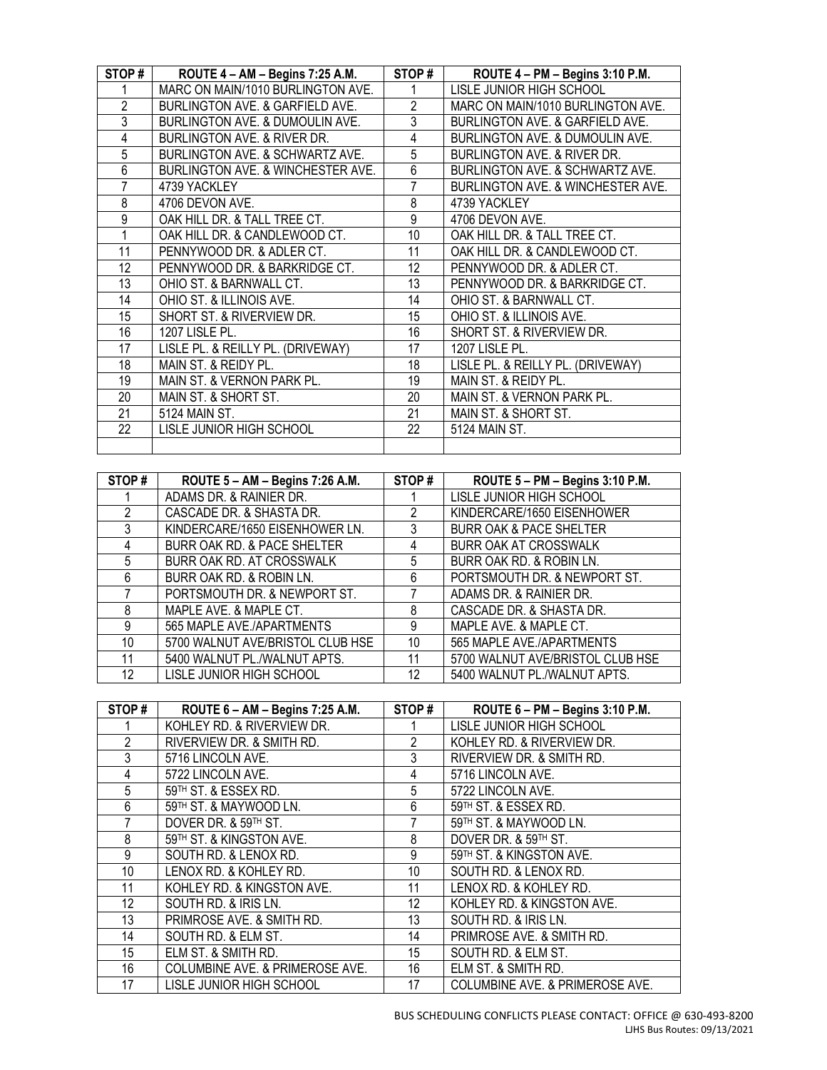| STOP # | ROUTE 4 – AM – Begins 7:25 A.M. | STOP # | ROUTE 4 – PM – Begins 3:10 P.M. |
|---|---|---|---|
| 1 | MARC ON MAIN/1010 BURLINGTON AVE. | 1 | LISLE JUNIOR HIGH SCHOOL |
| 2 | BURLINGTON AVE. & GARFIELD AVE. | 2 | MARC ON MAIN/1010 BURLINGTON AVE. |
| 3 | BURLINGTON AVE. & DUMOULIN AVE. | 3 | BURLINGTON AVE. & GARFIELD AVE. |
| 4 | BURLINGTON AVE. & RIVER DR. | 4 | BURLINGTON AVE. & DUMOULIN AVE. |
| 5 | BURLINGTON AVE. & SCHWARTZ AVE. | 5 | BURLINGTON AVE. & RIVER DR. |
| 6 | BURLINGTON AVE. & WINCHESTER AVE. | 6 | BURLINGTON AVE. & SCHWARTZ AVE. |
| 7 | 4739 YACKLEY | 7 | BURLINGTON AVE. & WINCHESTER AVE. |
| 8 | 4706 DEVON AVE. | 8 | 4739 YACKLEY |
| 9 | OAK HILL DR. & TALL TREE CT. | 9 | 4706 DEVON AVE. |
| 1 | OAK HILL DR. & CANDLEWOOD CT. | 10 | OAK HILL DR. & TALL TREE CT. |
| 11 | PENNYWOOD DR. & ADLER CT. | 11 | OAK HILL DR. & CANDLEWOOD CT. |
| 12 | PENNYWOOD DR. & BARKRIDGE CT. | 12 | PENNYWOOD DR. & ADLER CT. |
| 13 | OHIO ST. & BARNWALL CT. | 13 | PENNYWOOD DR. & BARKRIDGE CT. |
| 14 | OHIO ST. & ILLINOIS AVE. | 14 | OHIO ST. & BARNWALL CT. |
| 15 | SHORT ST. & RIVERVIEW DR. | 15 | OHIO ST. & ILLINOIS AVE. |
| 16 | 1207 LISLE PL. | 16 | SHORT ST. & RIVERVIEW DR. |
| 17 | LISLE PL. & REILLY PL. (DRIVEWAY) | 17 | 1207 LISLE PL. |
| 18 | MAIN ST. & REIDY PL. | 18 | LISLE PL. & REILLY PL. (DRIVEWAY) |
| 19 | MAIN ST. & VERNON PARK PL. | 19 | MAIN ST. & REIDY PL. |
| 20 | MAIN ST. & SHORT ST. | 20 | MAIN ST. & VERNON PARK PL. |
| 21 | 5124 MAIN ST. | 21 | MAIN ST. & SHORT ST. |
| 22 | LISLE JUNIOR HIGH SCHOOL | 22 | 5124 MAIN ST. |
| | | | |

| STOP # | ROUTE 5 – AM – Begins 7:26 A.M. | STOP # | ROUTE 5 – PM – Begins 3:10 P.M. |
|---|---|---|---|
| 1 | ADAMS DR. & RAINIER DR. | 1 | LISLE JUNIOR HIGH SCHOOL |
| 2 | CASCADE DR. & SHASTA DR. | 2 | KINDERCARE/1650 EISENHOWER |
| 3 | KINDERCARE/1650 EISENHOWER LN. | 3 | BURR OAK & PACE SHELTER |
| 4 | BURR OAK RD. & PACE SHELTER | 4 | BURR OAK AT CROSSWALK |
| 5 | BURR OAK RD. AT CROSSWALK | 5 | BURR OAK RD. & ROBIN LN. |
| 6 | BURR OAK RD. & ROBIN LN. | 6 | PORTSMOUTH DR. & NEWPORT ST. |
| 7 | PORTSMOUTH DR. & NEWPORT ST. | 7 | ADAMS DR. & RAINIER DR. |
| 8 | MAPLE AVE. & MAPLE CT. | 8 | CASCADE DR. & SHASTA DR. |
| 9 | 565 MAPLE AVE./APARTMENTS | 9 | MAPLE AVE. & MAPLE CT. |
| 10 | 5700 WALNUT AVE/BRISTOL CLUB HSE | 10 | 565 MAPLE AVE./APARTMENTS |
| 11 | 5400 WALNUT PL./WALNUT APTS. | 11 | 5700 WALNUT AVE/BRISTOL CLUB HSE |
| 12 | LISLE JUNIOR HIGH SCHOOL | 12 | 5400 WALNUT PL./WALNUT APTS. |

| STOP # | ROUTE 6 – AM – Begins 7:25 A.M. | STOP # | ROUTE 6 – PM – Begins 3:10 P.M. |
|---|---|---|---|
| 1 | KOHLEY RD. & RIVERVIEW DR. | 1 | LISLE JUNIOR HIGH SCHOOL |
| 2 | RIVERVIEW DR. & SMITH RD. | 2 | KOHLEY RD. & RIVERVIEW DR. |
| 3 | 5716 LINCOLN AVE. | 3 | RIVERVIEW DR. & SMITH RD. |
| 4 | 5722 LINCOLN AVE. | 4 | 5716 LINCOLN AVE. |
| 5 | 59TH ST. & ESSEX RD. | 5 | 5722 LINCOLN AVE. |
| 6 | 59TH ST. & MAYWOOD LN. | 6 | 59TH ST. & ESSEX RD. |
| 7 | DOVER DR. & 59TH ST. | 7 | 59TH ST. & MAYWOOD LN. |
| 8 | 59TH ST. & KINGSTON AVE. | 8 | DOVER DR. & 59TH ST. |
| 9 | SOUTH RD. & LENOX RD. | 9 | 59TH ST. & KINGSTON AVE. |
| 10 | LENOX RD. & KOHLEY RD. | 10 | SOUTH RD. & LENOX RD. |
| 11 | KOHLEY RD. & KINGSTON AVE. | 11 | LENOX RD. & KOHLEY RD. |
| 12 | SOUTH RD. & IRIS LN. | 12 | KOHLEY RD. & KINGSTON AVE. |
| 13 | PRIMROSE AVE. & SMITH RD. | 13 | SOUTH RD. & IRIS LN. |
| 14 | SOUTH RD. & ELM ST. | 14 | PRIMROSE AVE. & SMITH RD. |
| 15 | ELM ST. & SMITH RD. | 15 | SOUTH RD. & ELM ST. |
| 16 | COLUMBINE AVE. & PRIMEROSE AVE. | 16 | ELM ST. & SMITH RD. |
| 17 | LISLE JUNIOR HIGH SCHOOL | 17 | COLUMBINE AVE. & PRIMEROSE AVE. |

BUS SCHEDULING CONFLICTS PLEASE CONTACT: OFFICE @ 630-493-8200

LJHS Bus Routes: 09/13/2021